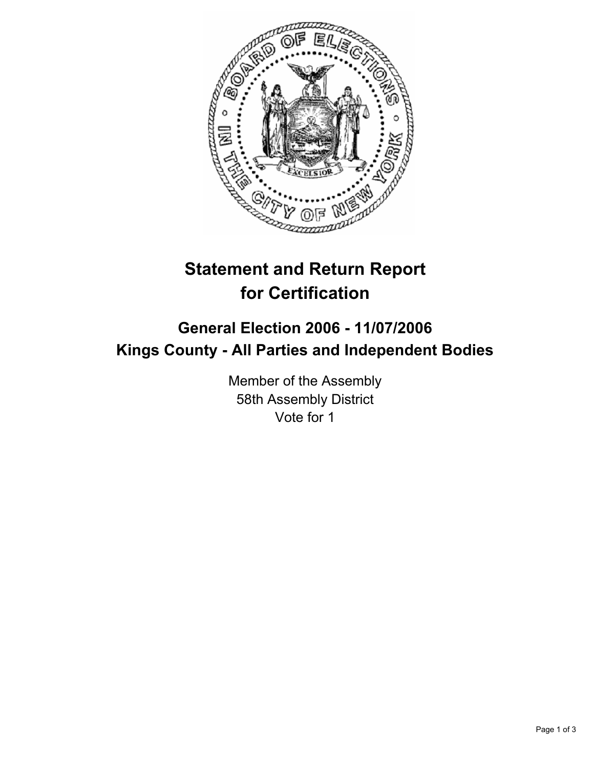# Statement and Return Report for Certification

## General Election 2006 - 11/07/2006
## Kings County - All Parties and Independent Bodies

Member of the Assembly
58th Assembly District
Vote for 1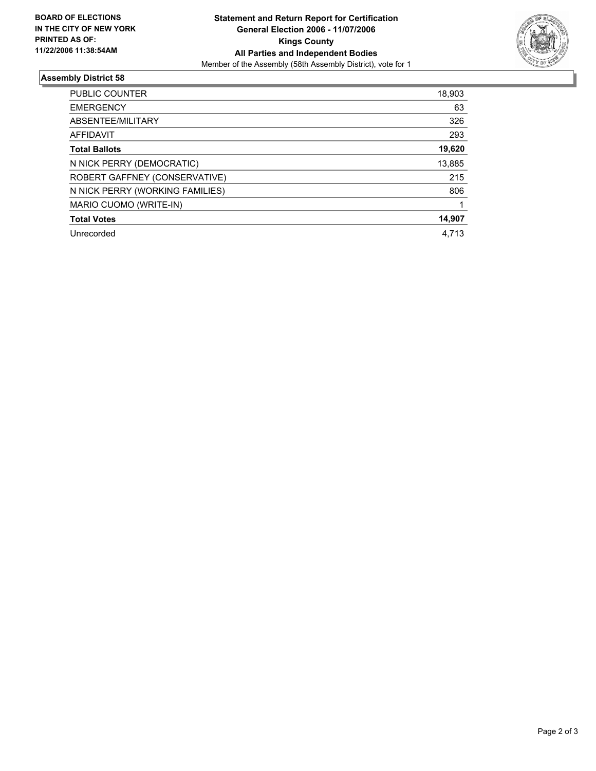**BOARD OF ELECTIONS IN THE CITY OF NEW YORK PRINTED AS OF: 11/22/2006 11:38:54AM**

**Statement and Return Report for Certification**
**General Election 2006 - 11/07/2006**
**Kings County**
**All Parties and Independent Bodies**
Member of the Assembly (58th Assembly District), vote for 1

### Assembly District 58

| | |
|---|---|
| PUBLIC COUNTER | 18,903 |
| EMERGENCY | 63 |
| ABSENTEE/MILITARY | 326 |
| AFFIDAVIT | 293 |
| **Total Ballots** | **19,620** |
| N NICK PERRY (DEMOCRATIC) | 13,885 |
| ROBERT GAFFNEY (CONSERVATIVE) | 215 |
| N NICK PERRY (WORKING FAMILIES) | 806 |
| MARIO CUOMO (WRITE-IN) | 1 |
| **Total Votes** | **14,907** |
| Unrecorded | 4,713 |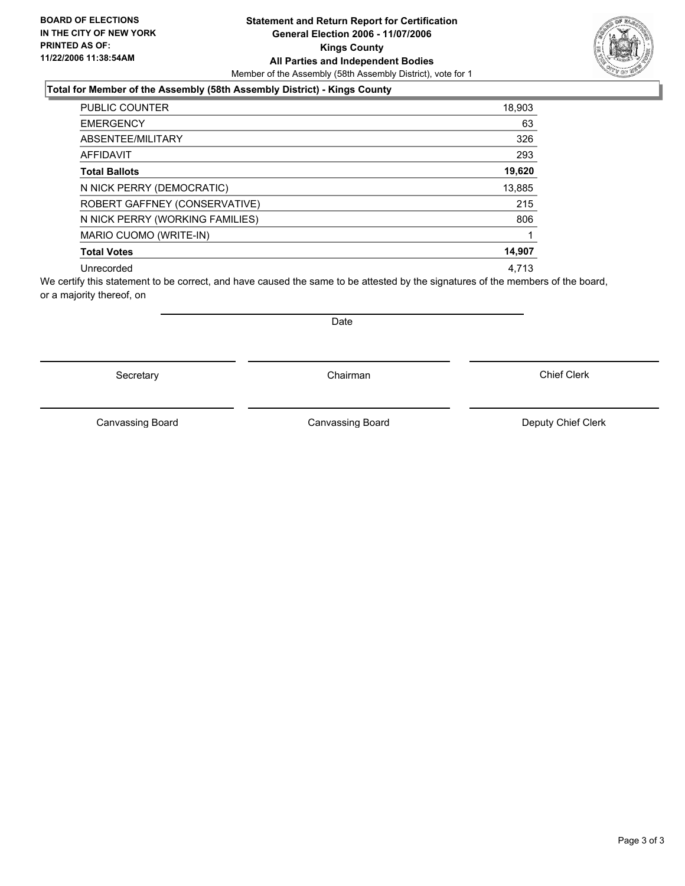**BOARD OF ELECTIONS IN THE CITY OF NEW YORK PRINTED AS OF: 11/22/2006 11:38:54AM**

**Statement and Return Report for Certification**
**General Election 2006 - 11/07/2006**
**Kings County**
**All Parties and Independent Bodies**
Member of the Assembly (58th Assembly District), vote for 1

### Total for Member of the Assembly (58th Assembly District) - Kings County

| | |
|---|---|
| PUBLIC COUNTER | 18,903 |
| EMERGENCY | 63 |
| ABSENTEE/MILITARY | 326 |
| AFFIDAVIT | 293 |
| **Total Ballots** | **19,620** |
| N NICK PERRY (DEMOCRATIC) | 13,885 |
| ROBERT GAFFNEY (CONSERVATIVE) | 215 |
| N NICK PERRY (WORKING FAMILIES) | 806 |
| MARIO CUOMO (WRITE-IN) | 1 |
| **Total Votes** | **14,907** |
| Unrecorded | 4,713 |

We certify this statement to be correct, and have caused the same to be attested by the signatures of the members of the board, or a majority thereof, on

Date

Secretary | Chairman | Chief Clerk

Canvassing Board | Canvassing Board | Deputy Chief Clerk